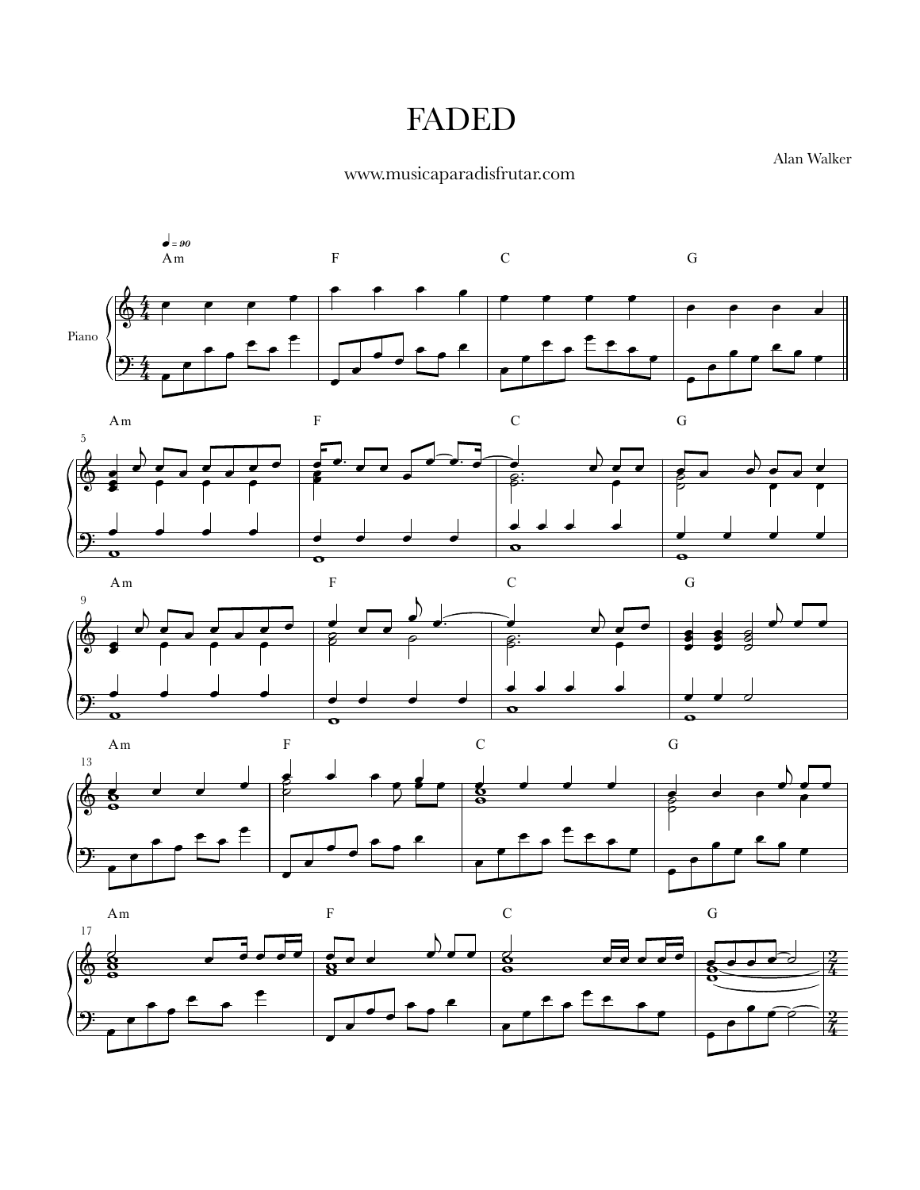# FADED

Alan Walker

www.musicaparadisfrutar.com